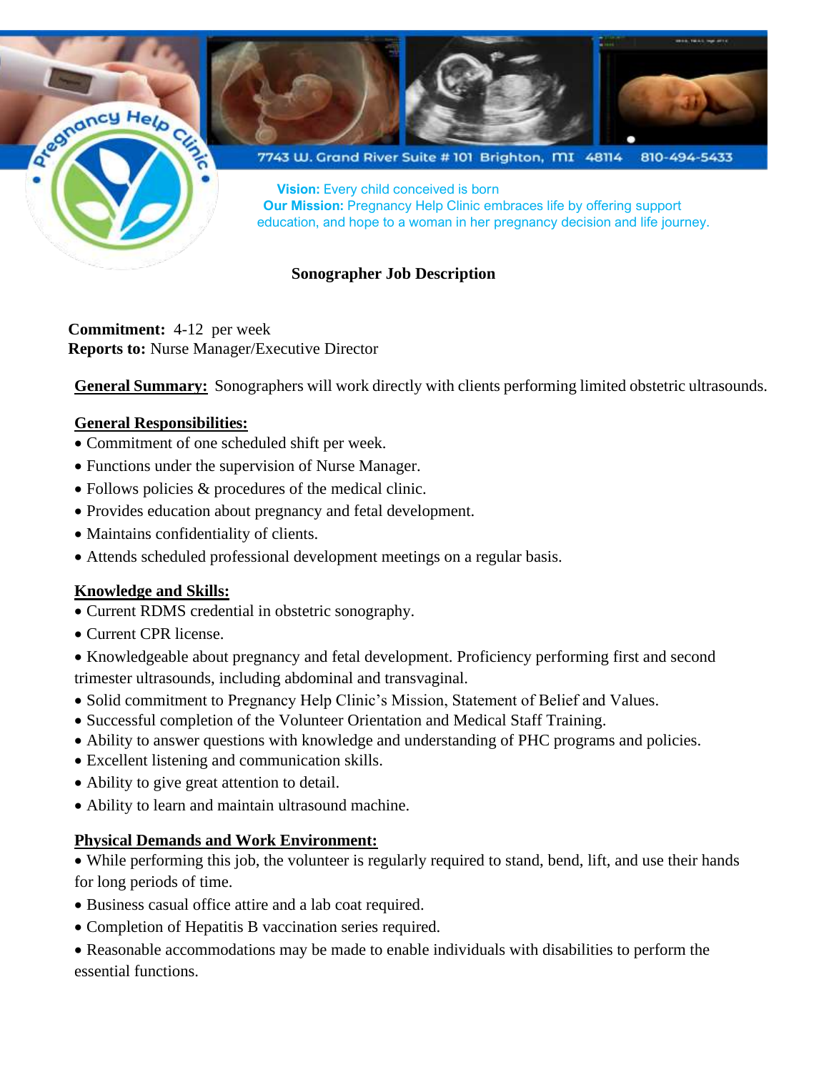Pregnancy Help Clinic

7743 W. Grand River Suite # 101 Brighton, MI 48114 810-494-5433

**Vision:** Every child conceived is born
**Our Mission:** Pregnancy Help Clinic embraces life by offering support education, and hope to a woman in her pregnancy decision and life journey.

# Sonographer Job Description

**Commitment:** 4-12 per week
**Reports to:** Nurse Manager/Executive Director

**General Summary:** Sonographers will work directly with clients performing limited obstetric ultrasounds.

## General Responsibilities:

- Commitment of one scheduled shift per week.
- Functions under the supervision of Nurse Manager.
- Follows policies & procedures of the medical clinic.
- Provides education about pregnancy and fetal development.
- Maintains confidentiality of clients.
- Attends scheduled professional development meetings on a regular basis.

## Knowledge and Skills:

- Current RDMS credential in obstetric sonography.
- Current CPR license.
- Knowledgeable about pregnancy and fetal development. Proficiency performing first and second trimester ultrasounds, including abdominal and transvaginal.
- Solid commitment to Pregnancy Help Clinic's Mission, Statement of Belief and Values.
- Successful completion of the Volunteer Orientation and Medical Staff Training.
- Ability to answer questions with knowledge and understanding of PHC programs and policies.
- Excellent listening and communication skills.
- Ability to give great attention to detail.
- Ability to learn and maintain ultrasound machine.

## Physical Demands and Work Environment:

- While performing this job, the volunteer is regularly required to stand, bend, lift, and use their hands for long periods of time.
- Business casual office attire and a lab coat required.
- Completion of Hepatitis B vaccination series required.
- Reasonable accommodations may be made to enable individuals with disabilities to perform the essential functions.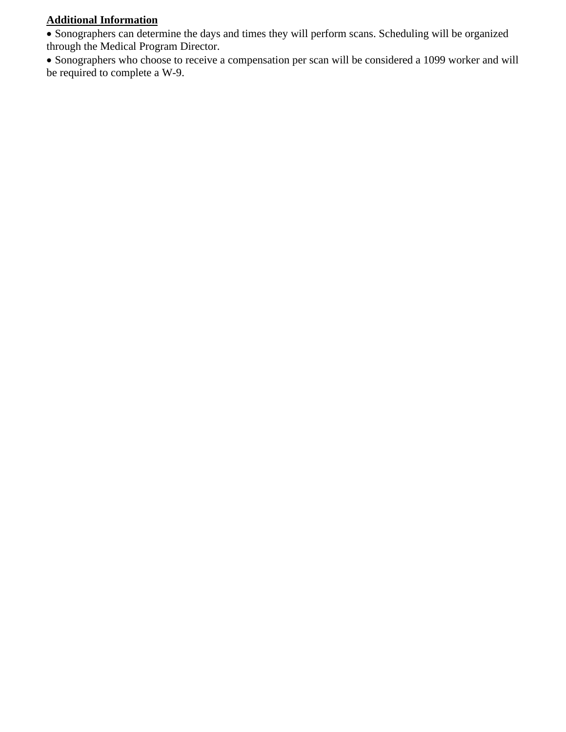**Additional Information**

- Sonographers can determine the days and times they will perform scans. Scheduling will be organized through the Medical Program Director.
- Sonographers who choose to receive a compensation per scan will be considered a 1099 worker and will be required to complete a W-9.